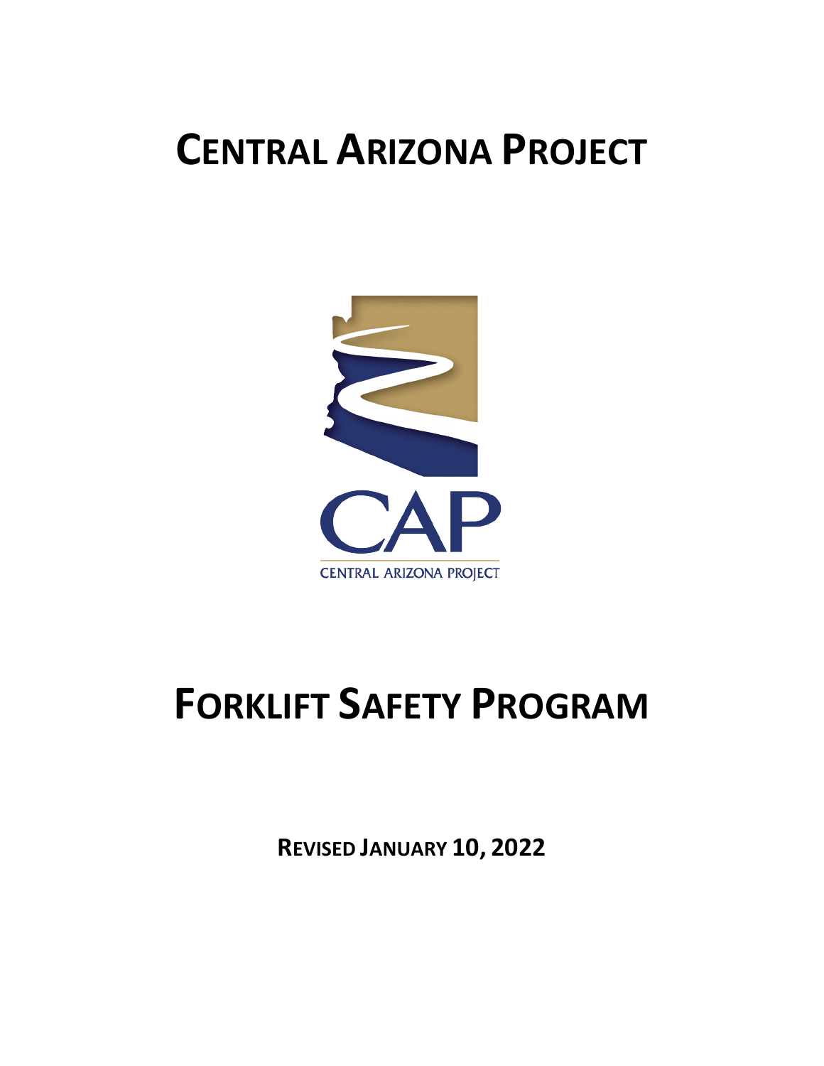# CENTRAL ARIZONA PROJECT

CAP

CENTRAL ARIZONA PROJECT

# FORKLIFT SAFETY PROGRAM

**REVISED JANUARY 10, 2022**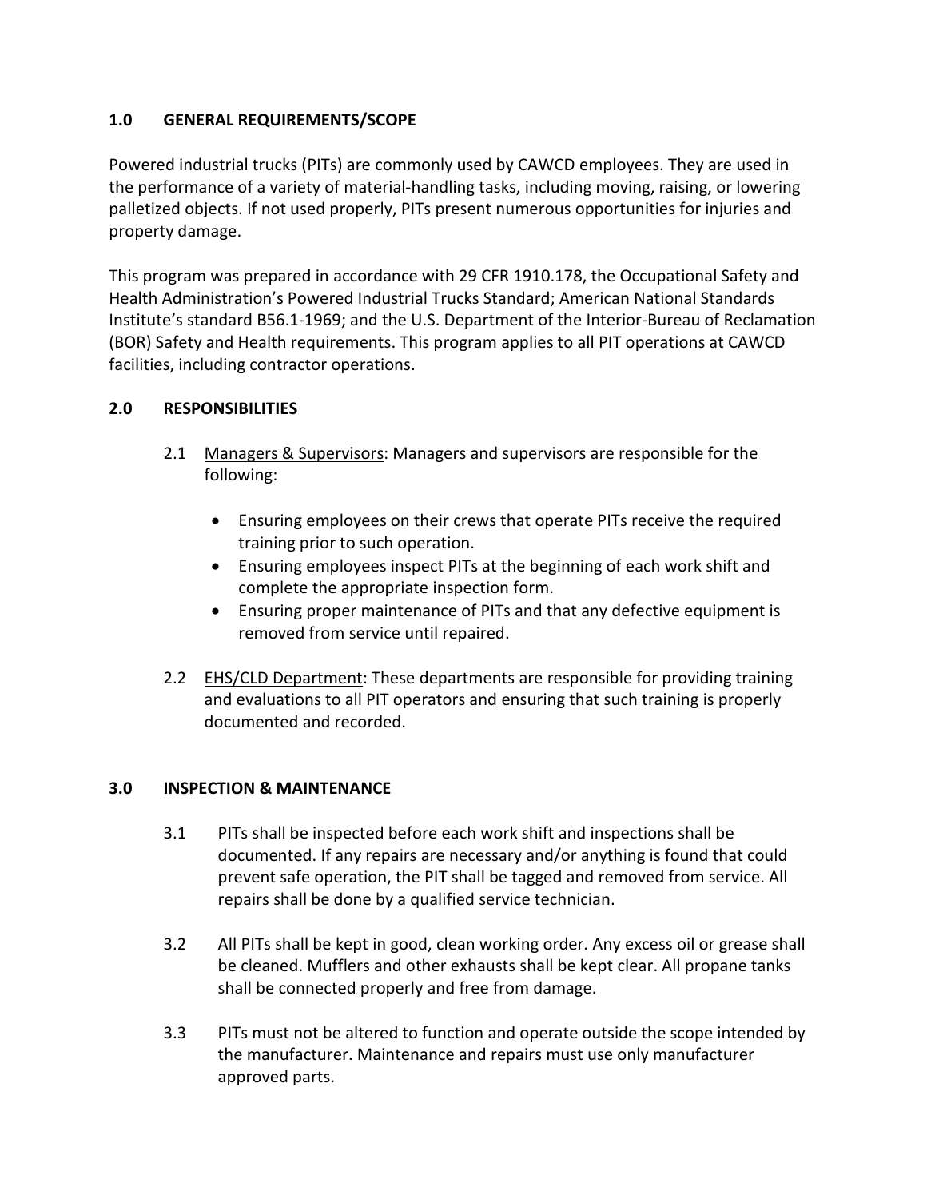## 1.0 GENERAL REQUIREMENTS/SCOPE

Powered industrial trucks (PITs) are commonly used by CAWCD employees. They are used in the performance of a variety of material-handling tasks, including moving, raising, or lowering palletized objects. If not used properly, PITs present numerous opportunities for injuries and property damage.

This program was prepared in accordance with 29 CFR 1910.178, the Occupational Safety and Health Administration's Powered Industrial Trucks Standard; American National Standards Institute's standard B56.1-1969; and the U.S. Department of the Interior-Bureau of Reclamation (BOR) Safety and Health requirements. This program applies to all PIT operations at CAWCD facilities, including contractor operations.

## 2.0 RESPONSIBILITIES

2.1 Managers & Supervisors: Managers and supervisors are responsible for the following:

- Ensuring employees on their crews that operate PITs receive the required training prior to such operation.
- Ensuring employees inspect PITs at the beginning of each work shift and complete the appropriate inspection form.
- Ensuring proper maintenance of PITs and that any defective equipment is removed from service until repaired.

2.2 EHS/CLD Department: These departments are responsible for providing training and evaluations to all PIT operators and ensuring that such training is properly documented and recorded.

## 3.0 INSPECTION & MAINTENANCE

3.1 PITs shall be inspected before each work shift and inspections shall be documented. If any repairs are necessary and/or anything is found that could prevent safe operation, the PIT shall be tagged and removed from service. All repairs shall be done by a qualified service technician.

3.2 All PITs shall be kept in good, clean working order. Any excess oil or grease shall be cleaned. Mufflers and other exhausts shall be kept clear. All propane tanks shall be connected properly and free from damage.

3.3 PITs must not be altered to function and operate outside the scope intended by the manufacturer. Maintenance and repairs must use only manufacturer approved parts.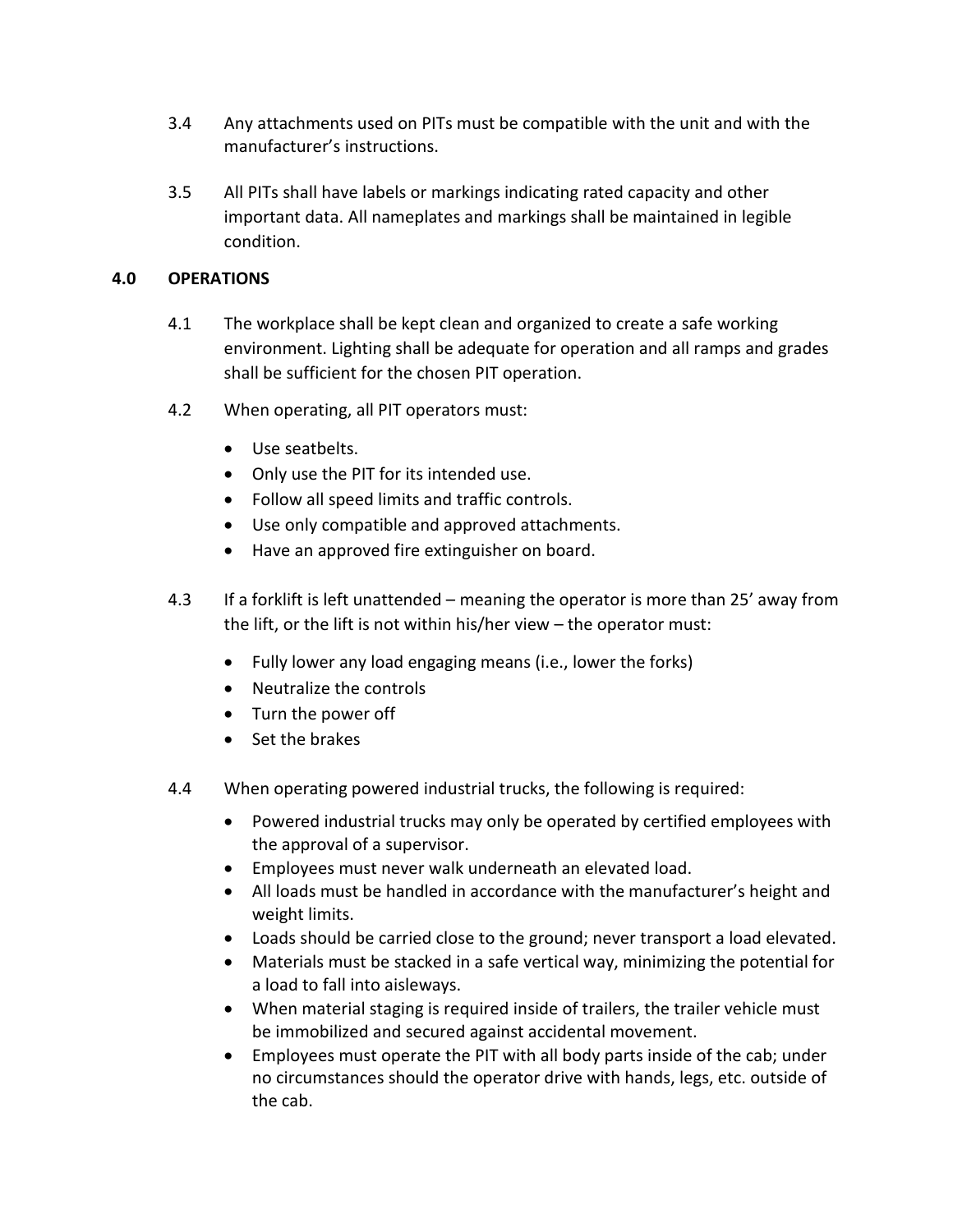3.4 Any attachments used on PITs must be compatible with the unit and with the manufacturer's instructions.

3.5 All PITs shall have labels or markings indicating rated capacity and other important data. All nameplates and markings shall be maintained in legible condition.

## 4.0 OPERATIONS

4.1 The workplace shall be kept clean and organized to create a safe working environment. Lighting shall be adequate for operation and all ramps and grades shall be sufficient for the chosen PIT operation.

4.2 When operating, all PIT operators must:

- Use seatbelts.
- Only use the PIT for its intended use.
- Follow all speed limits and traffic controls.
- Use only compatible and approved attachments.
- Have an approved fire extinguisher on board.

4.3 If a forklift is left unattended – meaning the operator is more than 25' away from the lift, or the lift is not within his/her view – the operator must:

- Fully lower any load engaging means (i.e., lower the forks)
- Neutralize the controls
- Turn the power off
- Set the brakes

4.4 When operating powered industrial trucks, the following is required:

- Powered industrial trucks may only be operated by certified employees with the approval of a supervisor.
- Employees must never walk underneath an elevated load.
- All loads must be handled in accordance with the manufacturer's height and weight limits.
- Loads should be carried close to the ground; never transport a load elevated.
- Materials must be stacked in a safe vertical way, minimizing the potential for a load to fall into aisleways.
- When material staging is required inside of trailers, the trailer vehicle must be immobilized and secured against accidental movement.
- Employees must operate the PIT with all body parts inside of the cab; under no circumstances should the operator drive with hands, legs, etc. outside of the cab.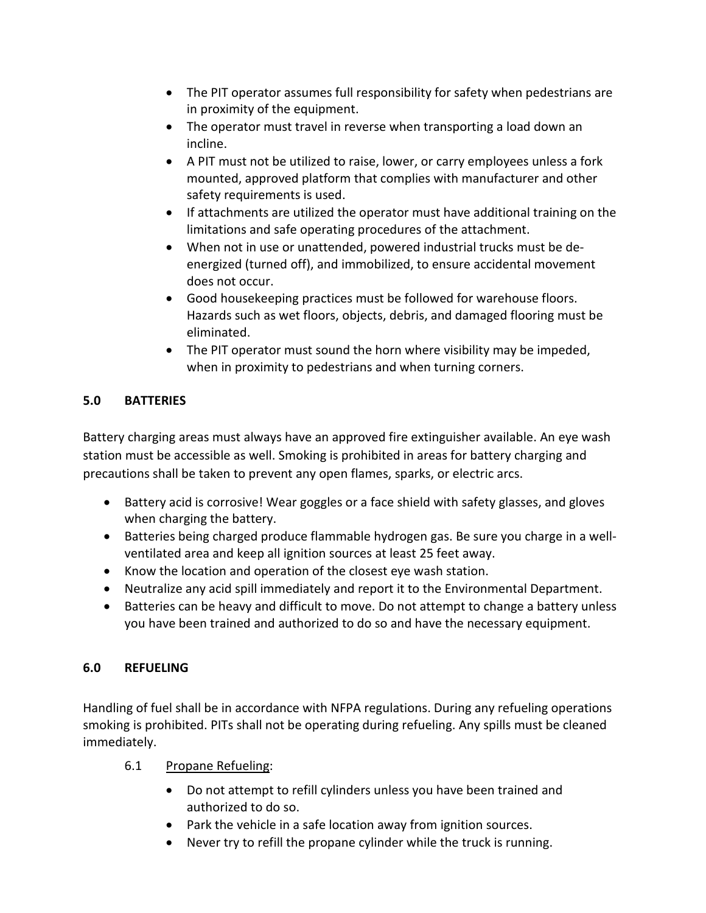- The PIT operator assumes full responsibility for safety when pedestrians are in proximity of the equipment.
- The operator must travel in reverse when transporting a load down an incline.
- A PIT must not be utilized to raise, lower, or carry employees unless a fork mounted, approved platform that complies with manufacturer and other safety requirements is used.
- If attachments are utilized the operator must have additional training on the limitations and safe operating procedures of the attachment.
- When not in use or unattended, powered industrial trucks must be de-energized (turned off), and immobilized, to ensure accidental movement does not occur.
- Good housekeeping practices must be followed for warehouse floors. Hazards such as wet floors, objects, debris, and damaged flooring must be eliminated.
- The PIT operator must sound the horn where visibility may be impeded, when in proximity to pedestrians and when turning corners.

## 5.0 BATTERIES

Battery charging areas must always have an approved fire extinguisher available. An eye wash station must be accessible as well. Smoking is prohibited in areas for battery charging and precautions shall be taken to prevent any open flames, sparks, or electric arcs.

- Battery acid is corrosive! Wear goggles or a face shield with safety glasses, and gloves when charging the battery.
- Batteries being charged produce flammable hydrogen gas. Be sure you charge in a well-ventilated area and keep all ignition sources at least 25 feet away.
- Know the location and operation of the closest eye wash station.
- Neutralize any acid spill immediately and report it to the Environmental Department.
- Batteries can be heavy and difficult to move. Do not attempt to change a battery unless you have been trained and authorized to do so and have the necessary equipment.

## 6.0 REFUELING

Handling of fuel shall be in accordance with NFPA regulations. During any refueling operations smoking is prohibited. PITs shall not be operating during refueling. Any spills must be cleaned immediately.

### 6.1 Propane Refueling:

- Do not attempt to refill cylinders unless you have been trained and authorized to do so.
- Park the vehicle in a safe location away from ignition sources.
- Never try to refill the propane cylinder while the truck is running.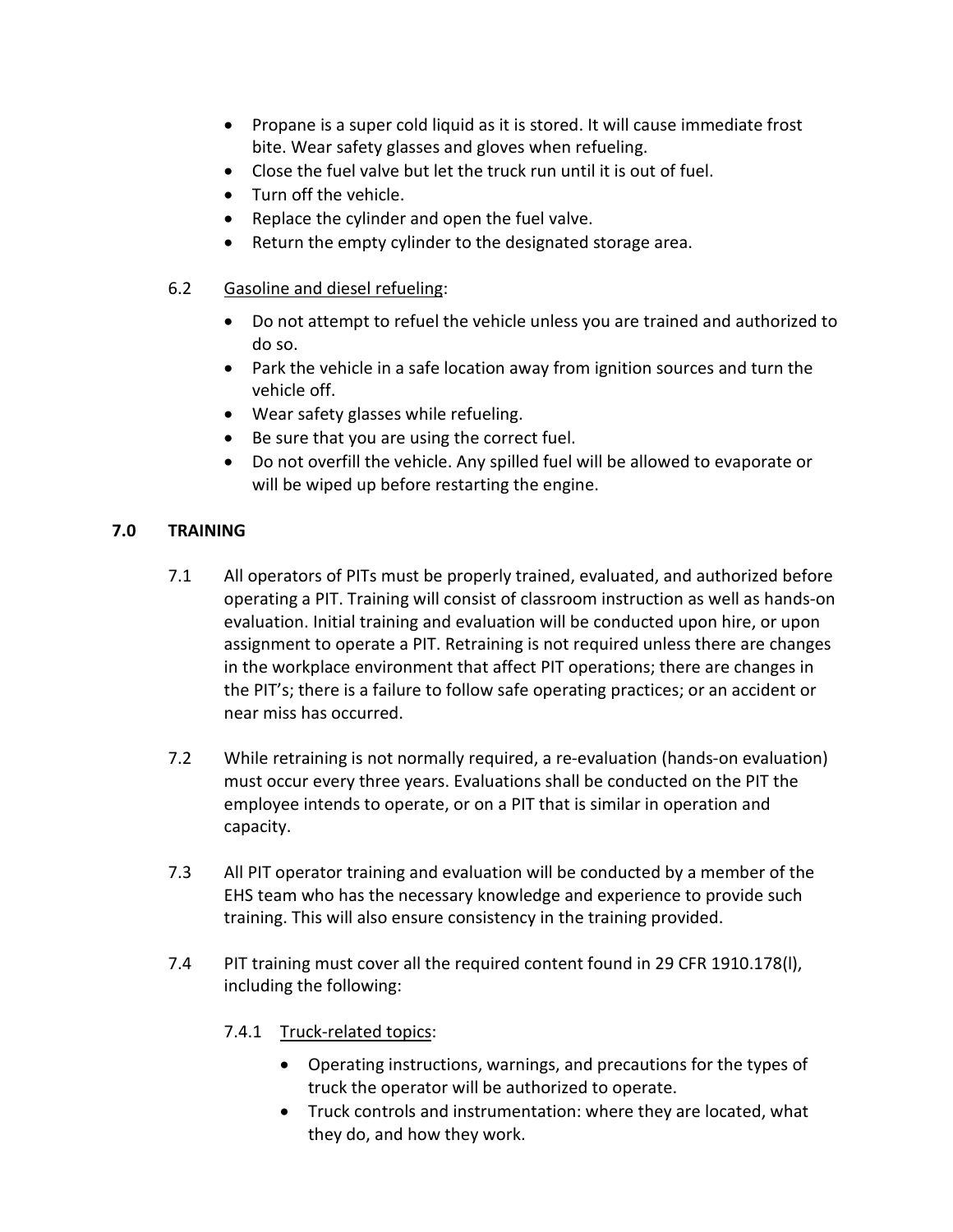- Propane is a super cold liquid as it is stored. It will cause immediate frost bite. Wear safety glasses and gloves when refueling.
- Close the fuel valve but let the truck run until it is out of fuel.
- Turn off the vehicle.
- Replace the cylinder and open the fuel valve.
- Return the empty cylinder to the designated storage area.

6.2 Gasoline and diesel refueling:

- Do not attempt to refuel the vehicle unless you are trained and authorized to do so.
- Park the vehicle in a safe location away from ignition sources and turn the vehicle off.
- Wear safety glasses while refueling.
- Be sure that you are using the correct fuel.
- Do not overfill the vehicle. Any spilled fuel will be allowed to evaporate or will be wiped up before restarting the engine.

## 7.0 TRAINING

7.1 All operators of PITs must be properly trained, evaluated, and authorized before operating a PIT. Training will consist of classroom instruction as well as hands-on evaluation. Initial training and evaluation will be conducted upon hire, or upon assignment to operate a PIT. Retraining is not required unless there are changes in the workplace environment that affect PIT operations; there are changes in the PIT's; there is a failure to follow safe operating practices; or an accident or near miss has occurred.

7.2 While retraining is not normally required, a re-evaluation (hands-on evaluation) must occur every three years. Evaluations shall be conducted on the PIT the employee intends to operate, or on a PIT that is similar in operation and capacity.

7.3 All PIT operator training and evaluation will be conducted by a member of the EHS team who has the necessary knowledge and experience to provide such training. This will also ensure consistency in the training provided.

7.4 PIT training must cover all the required content found in 29 CFR 1910.178(l), including the following:

7.4.1 Truck-related topics:

- Operating instructions, warnings, and precautions for the types of truck the operator will be authorized to operate.
- Truck controls and instrumentation: where they are located, what they do, and how they work.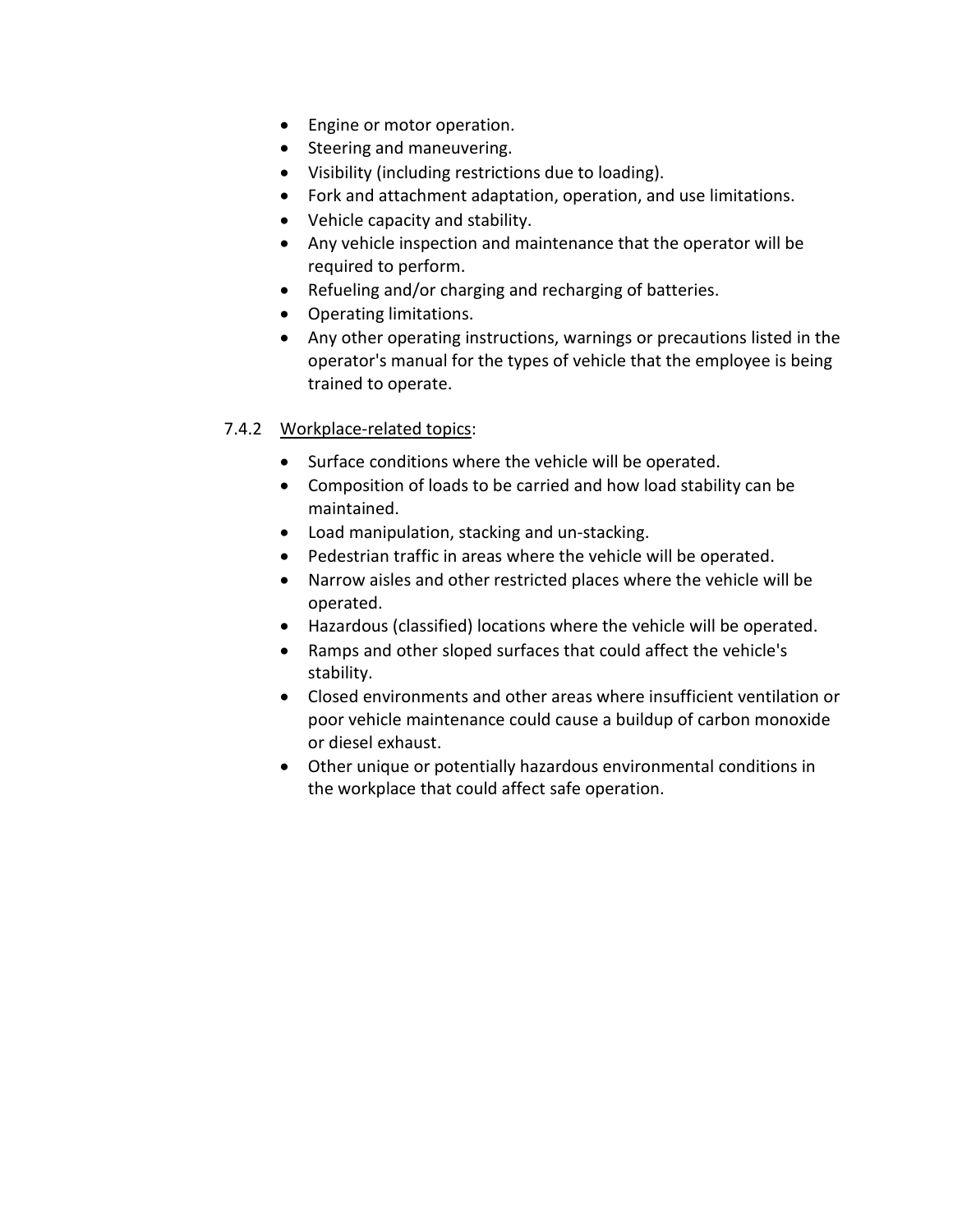- Engine or motor operation.
- Steering and maneuvering.
- Visibility (including restrictions due to loading).
- Fork and attachment adaptation, operation, and use limitations.
- Vehicle capacity and stability.
- Any vehicle inspection and maintenance that the operator will be required to perform.
- Refueling and/or charging and recharging of batteries.
- Operating limitations.
- Any other operating instructions, warnings or precautions listed in the operator's manual for the types of vehicle that the employee is being trained to operate.

7.4.2 Workplace-related topics:

- Surface conditions where the vehicle will be operated.
- Composition of loads to be carried and how load stability can be maintained.
- Load manipulation, stacking and un-stacking.
- Pedestrian traffic in areas where the vehicle will be operated.
- Narrow aisles and other restricted places where the vehicle will be operated.
- Hazardous (classified) locations where the vehicle will be operated.
- Ramps and other sloped surfaces that could affect the vehicle's stability.
- Closed environments and other areas where insufficient ventilation or poor vehicle maintenance could cause a buildup of carbon monoxide or diesel exhaust.
- Other unique or potentially hazardous environmental conditions in the workplace that could affect safe operation.